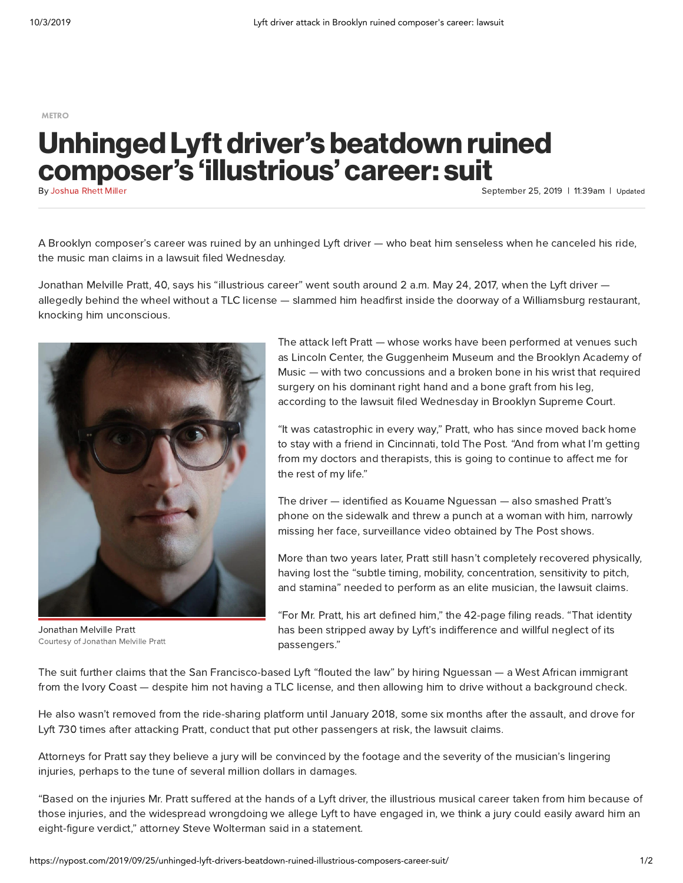METRO

# Unhinged Lyft driver's beatdown ruined composer's 'illustrious' career: suit

By Joshua Rhett Miller

September 25, 2019 | 11:39am | Updated

A Brooklyn composer's career was ruined by an unhinged Lyft driver — who beat him senseless when he canceled his ride, the music man claims in a lawsuit filed Wednesday.

Jonathan Melville Pratt, 40, says his "illustrious career" went south around 2 a.m. May 24, 2017, when the Lyft driver — allegedly behind the wheel without a TLC license — slammed him headfirst inside the doorway of a Williamsburg restaurant, knocking him unconscious.

Jonathan Melville Pratt
Courtesy of Jonathan Melville Pratt

The attack left Pratt — whose works have been performed at venues such as Lincoln Center, the Guggenheim Museum and the Brooklyn Academy of Music — with two concussions and a broken bone in his wrist that required surgery on his dominant right hand and a bone graft from his leg, according to the lawsuit filed Wednesday in Brooklyn Supreme Court.

"It was catastrophic in every way," Pratt, who has since moved back home to stay with a friend in Cincinnati, told The Post. "And from what I'm getting from my doctors and therapists, this is going to continue to affect me for the rest of my life."

The driver — identified as Kouame Nguessan — also smashed Pratt's phone on the sidewalk and threw a punch at a woman with him, narrowly missing her face, surveillance video obtained by The Post shows.

More than two years later, Pratt still hasn't completely recovered physically, having lost the "subtle timing, mobility, concentration, sensitivity to pitch, and stamina" needed to perform as an elite musician, the lawsuit claims.

"For Mr. Pratt, his art defined him," the 42-page filing reads. "That identity has been stripped away by Lyft's indifference and willful neglect of its passengers."

The suit further claims that the San Francisco-based Lyft "flouted the law" by hiring Nguessan — a West African immigrant from the Ivory Coast — despite him not having a TLC license, and then allowing him to drive without a background check.

He also wasn't removed from the ride-sharing platform until January 2018, some six months after the assault, and drove for Lyft 730 times after attacking Pratt, conduct that put other passengers at risk, the lawsuit claims.

Attorneys for Pratt say they believe a jury will be convinced by the footage and the severity of the musician's lingering injuries, perhaps to the tune of several million dollars in damages.

"Based on the injuries Mr. Pratt suffered at the hands of a Lyft driver, the illustrious musical career taken from him because of those injuries, and the widespread wrongdoing we allege Lyft to have engaged in, we think a jury could easily award him an eight-figure verdict," attorney Steve Wolterman said in a statement.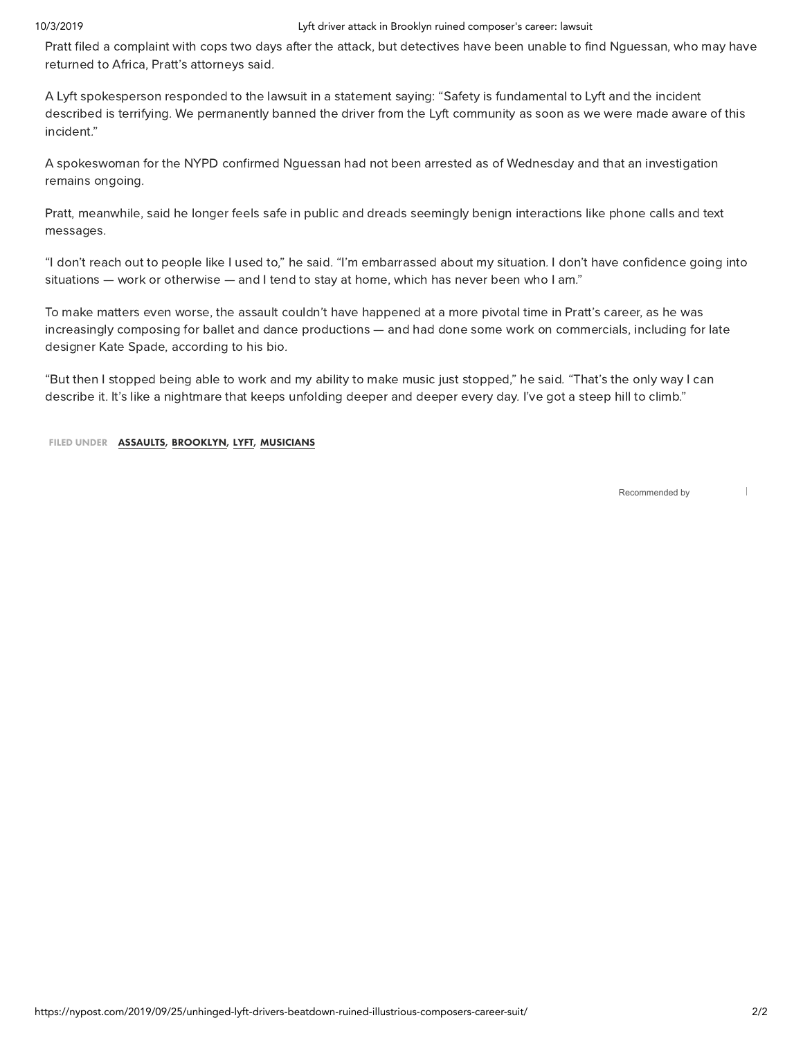Pratt filed a complaint with cops two days after the attack, but detectives have been unable to find Nguessan, who may have returned to Africa, Pratt's attorneys said.

A Lyft spokesperson responded to the lawsuit in a statement saying: "Safety is fundamental to Lyft and the incident described is terrifying. We permanently banned the driver from the Lyft community as soon as we were made aware of this incident."

A spokeswoman for the NYPD confirmed Nguessan had not been arrested as of Wednesday and that an investigation remains ongoing.

Pratt, meanwhile, said he longer feels safe in public and dreads seemingly benign interactions like phone calls and text messages.

"I don't reach out to people like I used to," he said. "I'm embarrassed about my situation. I don't have confidence going into situations — work or otherwise — and I tend to stay at home, which has never been who I am."

To make matters even worse, the assault couldn't have happened at a more pivotal time in Pratt's career, as he was increasingly composing for ballet and dance productions — and had done some work on commercials, including for late designer Kate Spade, according to his bio.

"But then I stopped being able to work and my ability to make music just stopped," he said. "That's the only way I can describe it. It's like a nightmare that keeps unfolding deeper and deeper every day. I've got a steep hill to climb."

FILED UNDER ASSAULTS, BROOKLYN, LYFT, MUSICIANS

Recommended by